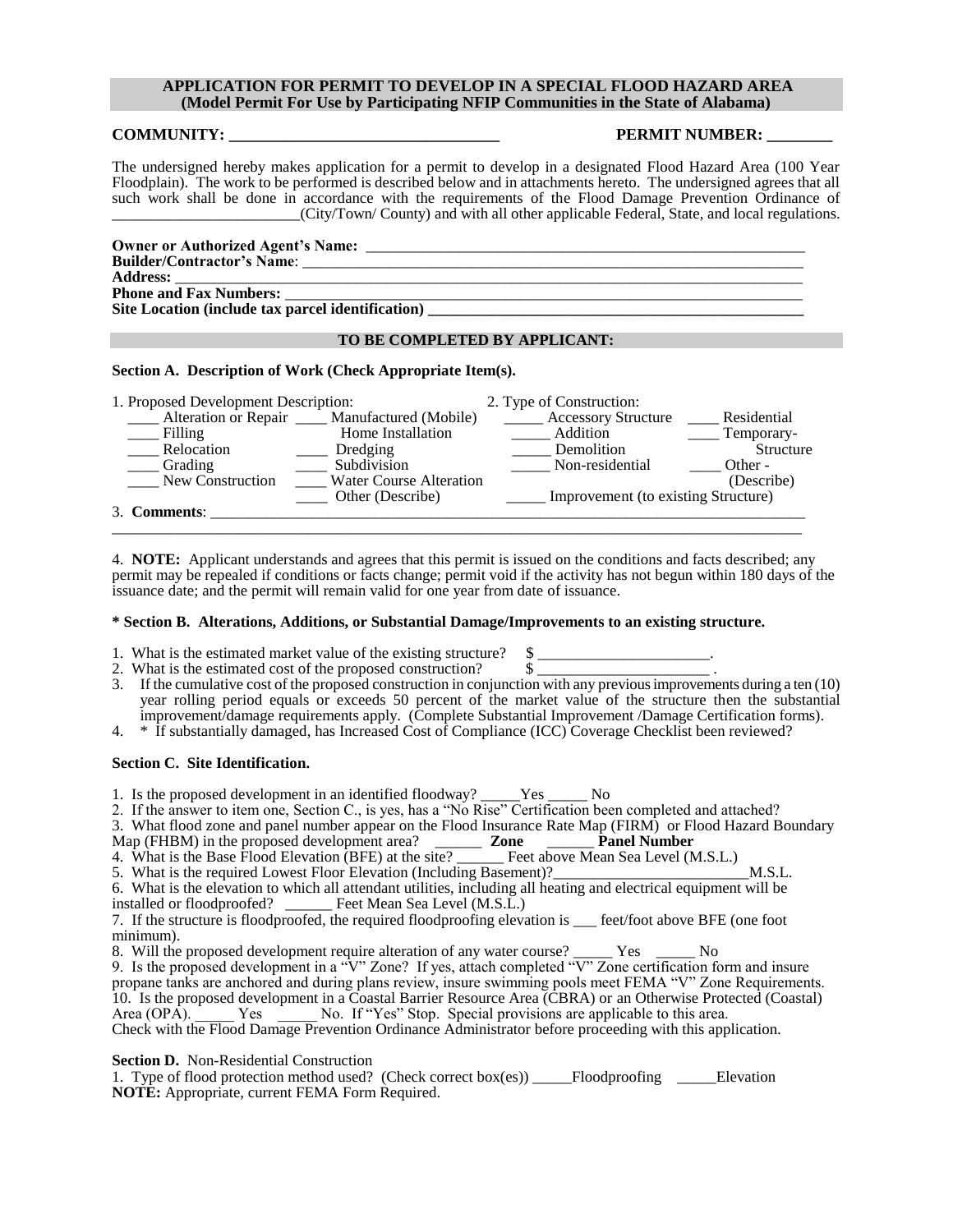**APPLICATION FOR PERMIT TO DEVELOP IN A SPECIAL FLOOD HAZARD AREA**
**(Model Permit For Use by Participating NFIP Communities in the State of Alabama)**

**COMMUNITY: ________________________________** **PERMIT NUMBER: ________**

The undersigned hereby makes application for a permit to develop in a designated Flood Hazard Area (100 Year Floodplain). The work to be performed is described below and in attachments hereto. The undersigned agrees that all such work shall be done in accordance with the requirements of the Flood Damage Prevention Ordinance of ________________________(City/Town/ County) and with all other applicable Federal, State, and local regulations.

**Owner or Authorized Agent's Name:** ________________________________________________
**Builder/Contractor's Name**: ________________________________________________________
**Address:** _______________________________________________________________________
**Phone and Fax Numbers:** ____________________________________________________________
**Site Location (include tax parcel identification)** ______________________________________

**TO BE COMPLETED BY APPLICANT:**

**Section A. Description of Work (Check Appropriate Item(s).**

1. Proposed Development Description:
   - ____ Alteration or Repair
   - ____ Filling
   - ____ Relocation
   - ____ Grading
   - ____ New Construction
   - ____ Manufactured (Mobile) Home Installation
   - ____ Dredging
   - ____ Subdivision
   - ____ Water Course Alteration
   - ____ Other (Describe)

2. Type of Construction:
   - _____ Accessory Structure
   - _____ Addition
   - _____ Demolition
   - _____ Non-residential
   - _____ Improvement (to existing Structure)
   - ____ Residential
   - ____ Temporary-Structure
   - ____ Other - (Describe)

3. **Comments**: ______________________________________________________________________
_____________________________________________________________________________________

4. **NOTE:** Applicant understands and agrees that this permit is issued on the conditions and facts described; any permit may be repealed if conditions or facts change; permit void if the activity has not begun within 180 days of the issuance date; and the permit will remain valid for one year from date of issuance.

**\* Section B. Alterations, Additions, or Substantial Damage/Improvements to an existing structure.**

1. What is the estimated market value of the existing structure? $ ______________________.
2. What is the estimated cost of the proposed construction? $ ______________________ .
3. If the cumulative cost of the proposed construction in conjunction with any previous improvements during a ten (10) year rolling period equals or exceeds 50 percent of the market value of the structure then the substantial improvement/damage requirements apply. (Complete Substantial Improvement /Damage Certification forms).
4. \* If substantially damaged, has Increased Cost of Compliance (ICC) Coverage Checklist been reviewed?

**Section C. Site Identification.**

1. Is the proposed development in an identified floodway? _____Yes _____ No
2. If the answer to item one, Section C., is yes, has a "No Rise" Certification been completed and attached?
3. What flood zone and panel number appear on the Flood Insurance Rate Map (FIRM) or Flood Hazard Boundary Map (FHBM) in the proposed development area? ______ **Zone** ______ **Panel Number**
4. What is the Base Flood Elevation (BFE) at the site? ______ Feet above Mean Sea Level (M.S.L.)
5. What is the required Lowest Floor Elevation (Including Basement)?________________________M.S.L.
6. What is the elevation to which all attendant utilities, including all heating and electrical equipment will be installed or floodproofed? ______ Feet Mean Sea Level (M.S.L.)
7. If the structure is floodproofed, the required floodproofing elevation is ___ feet/foot above BFE (one foot minimum).
8. Will the proposed development require alteration of any water course? _____ Yes _____ No
9. Is the proposed development in a "V" Zone? If yes, attach completed "V" Zone certification form and insure propane tanks are anchored and during plans review, insure swimming pools meet FEMA "V" Zone Requirements.
10. Is the proposed development in a Coastal Barrier Resource Area (CBRA) or an Otherwise Protected (Coastal) Area (OPA). _____ Yes _____ No. If "Yes" Stop. Special provisions are applicable to this area.

Check with the Flood Damage Prevention Ordinance Administrator before proceeding with this application.

**Section D.** Non-Residential Construction

1. Type of flood protection method used? (Check correct box(es)) _____Floodproofing _____Elevation

**NOTE:** Appropriate, current FEMA Form Required.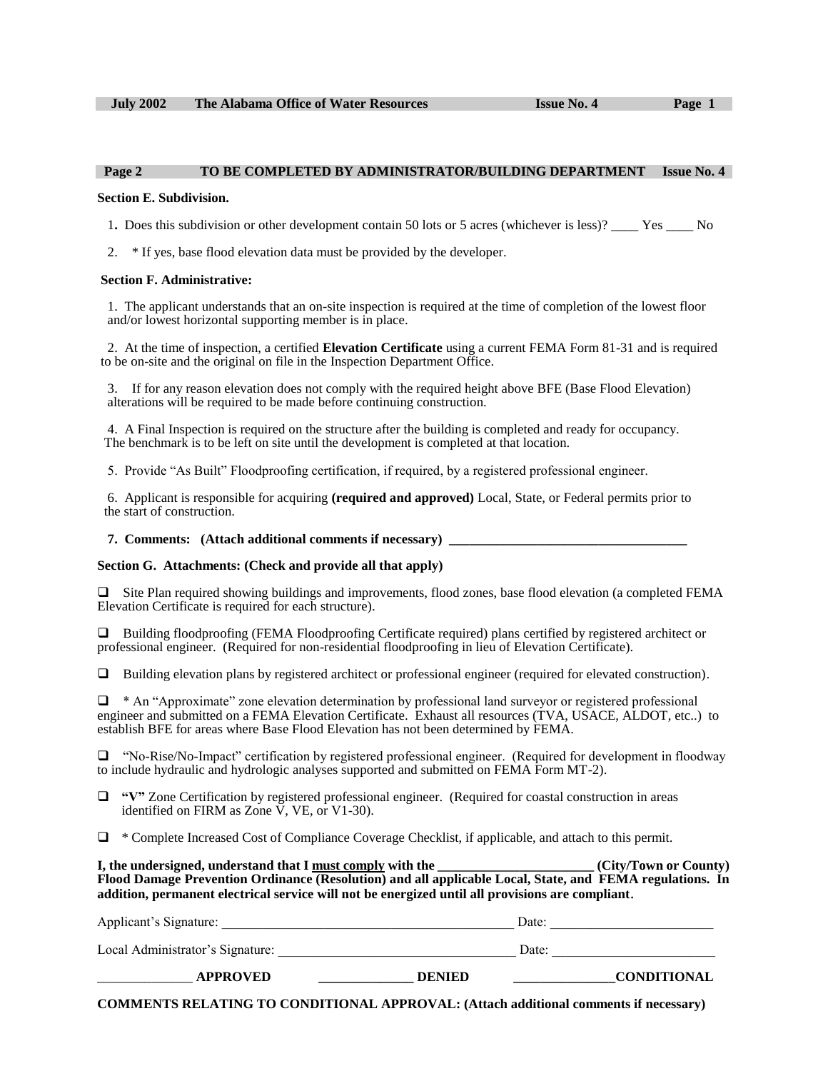**Page 2 TO BE COMPLETED BY ADMINISTRATOR/BUILDING DEPARTMENT Issue No. 4**

**Section E. Subdivision.**

1. Does this subdivision or other development contain 50 lots or 5 acres (whichever is less)? ____ Yes ____ No

2. * If yes, base flood elevation data must be provided by the developer.

**Section F. Administrative:**

1. The applicant understands that an on-site inspection is required at the time of completion of the lowest floor and/or lowest horizontal supporting member is in place.

2. At the time of inspection, a certified **Elevation Certificate** using a current FEMA Form 81-31 and is required to be on-site and the original on file in the Inspection Department Office.

3. If for any reason elevation does not comply with the required height above BFE (Base Flood Elevation) alterations will be required to be made before continuing construction.

4. A Final Inspection is required on the structure after the building is completed and ready for occupancy. The benchmark is to be left on site until the development is completed at that location.

5. Provide "As Built" Floodproofing certification, if required, by a registered professional engineer.

6. Applicant is responsible for acquiring **(required and approved)** Local, State, or Federal permits prior to the start of construction.

**7. Comments: (Attach additional comments if necessary) ___________________________________**

**Section G. Attachments: (Check and provide all that apply)**

- ❑ Site Plan required showing buildings and improvements, flood zones, base flood elevation (a completed FEMA Elevation Certificate is required for each structure).
- ❑ Building floodproofing (FEMA Floodproofing Certificate required) plans certified by registered architect or professional engineer. (Required for non-residential floodproofing in lieu of Elevation Certificate).
- ❑ Building elevation plans by registered architect or professional engineer (required for elevated construction).
- ❑ * An "Approximate" zone elevation determination by professional land surveyor or registered professional engineer and submitted on a FEMA Elevation Certificate. Exhaust all resources (TVA, USACE, ALDOT, etc..) to establish BFE for areas where Base Flood Elevation has not been determined by FEMA.
- ❑ "No-Rise/No-Impact" certification by registered professional engineer. (Required for development in floodway to include hydraulic and hydrologic analyses supported and submitted on FEMA Form MT-2).
- ❑ **"V"** Zone Certification by registered professional engineer. (Required for coastal construction in areas identified on FIRM as Zone V, VE, or V1-30).
- ❑ * Complete Increased Cost of Compliance Coverage Checklist, if applicable, and attach to this permit.

**I, the undersigned, understand that I must comply with the _______________________ (City/Town or County) Flood Damage Prevention Ordinance (Resolution) and all applicable Local, State, and FEMA regulations. In addition, permanent electrical service will not be energized until all provisions are compliant.**

Applicant's Signature: ____________________________________________ Date: ________________________

Local Administrator's Signature: ___________________________________ Date: ________________________

______________ **APPROVED** ______________ **DENIED** _______________**CONDITIONAL**

**COMMENTS RELATING TO CONDITIONAL APPROVAL: (Attach additional comments if necessary)**